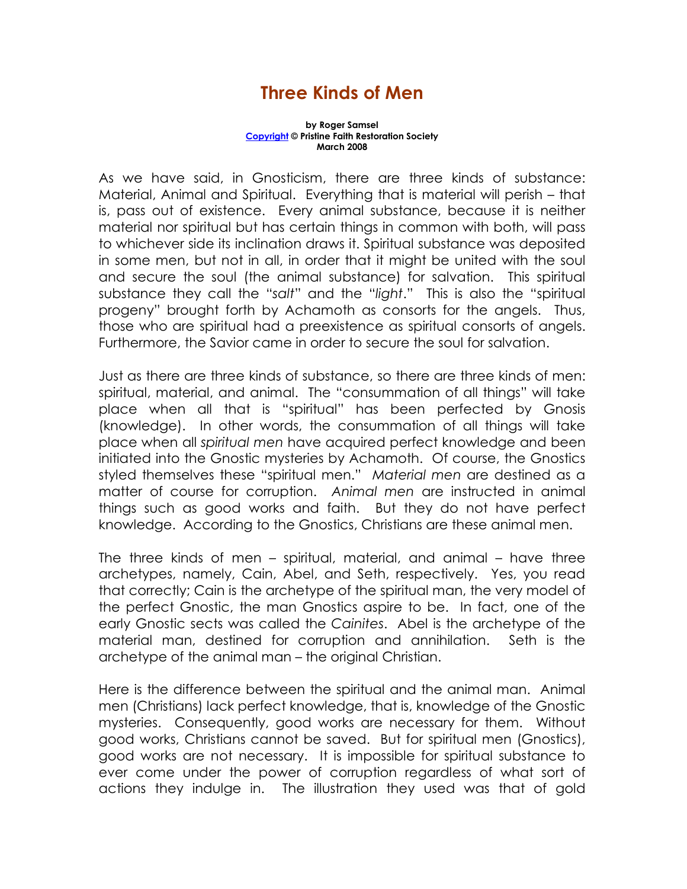# Three Kinds of Men

**by Roger Samsel**
**Copyright © Pristine Faith Restoration Society**
**March 2008**

As we have said, in Gnosticism, there are three kinds of substance: Material, Animal and Spiritual. Everything that is material will perish – that is, pass out of existence. Every animal substance, because it is neither material nor spiritual but has certain things in common with both, will pass to whichever side its inclination draws it. Spiritual substance was deposited in some men, but not in all, in order that it might be united with the soul and secure the soul (the animal substance) for salvation. This spiritual substance they call the "*salt*" and the "*light*." This is also the "spiritual progeny" brought forth by Achamoth as consorts for the angels. Thus, those who are spiritual had a preexistence as spiritual consorts of angels. Furthermore, the Savior came in order to secure the soul for salvation.

Just as there are three kinds of substance, so there are three kinds of men: spiritual, material, and animal. The "consummation of all things" will take place when all that is "spiritual" has been perfected by Gnosis (knowledge). In other words, the consummation of all things will take place when all *spiritual men* have acquired perfect knowledge and been initiated into the Gnostic mysteries by Achamoth. Of course, the Gnostics styled themselves these "spiritual men." *Material men* are destined as a matter of course for corruption. *Animal men* are instructed in animal things such as good works and faith. But they do not have perfect knowledge. According to the Gnostics, Christians are these animal men.

The three kinds of men – spiritual, material, and animal – have three archetypes, namely, Cain, Abel, and Seth, respectively. Yes, you read that correctly; Cain is the archetype of the spiritual man, the very model of the perfect Gnostic, the man Gnostics aspire to be. In fact, one of the early Gnostic sects was called the *Cainites*. Abel is the archetype of the material man, destined for corruption and annihilation. Seth is the archetype of the animal man – the original Christian.

Here is the difference between the spiritual and the animal man. Animal men (Christians) lack perfect knowledge, that is, knowledge of the Gnostic mysteries. Consequently, good works are necessary for them. Without good works, Christians cannot be saved. But for spiritual men (Gnostics), good works are not necessary. It is impossible for spiritual substance to ever come under the power of corruption regardless of what sort of actions they indulge in. The illustration they used was that of gold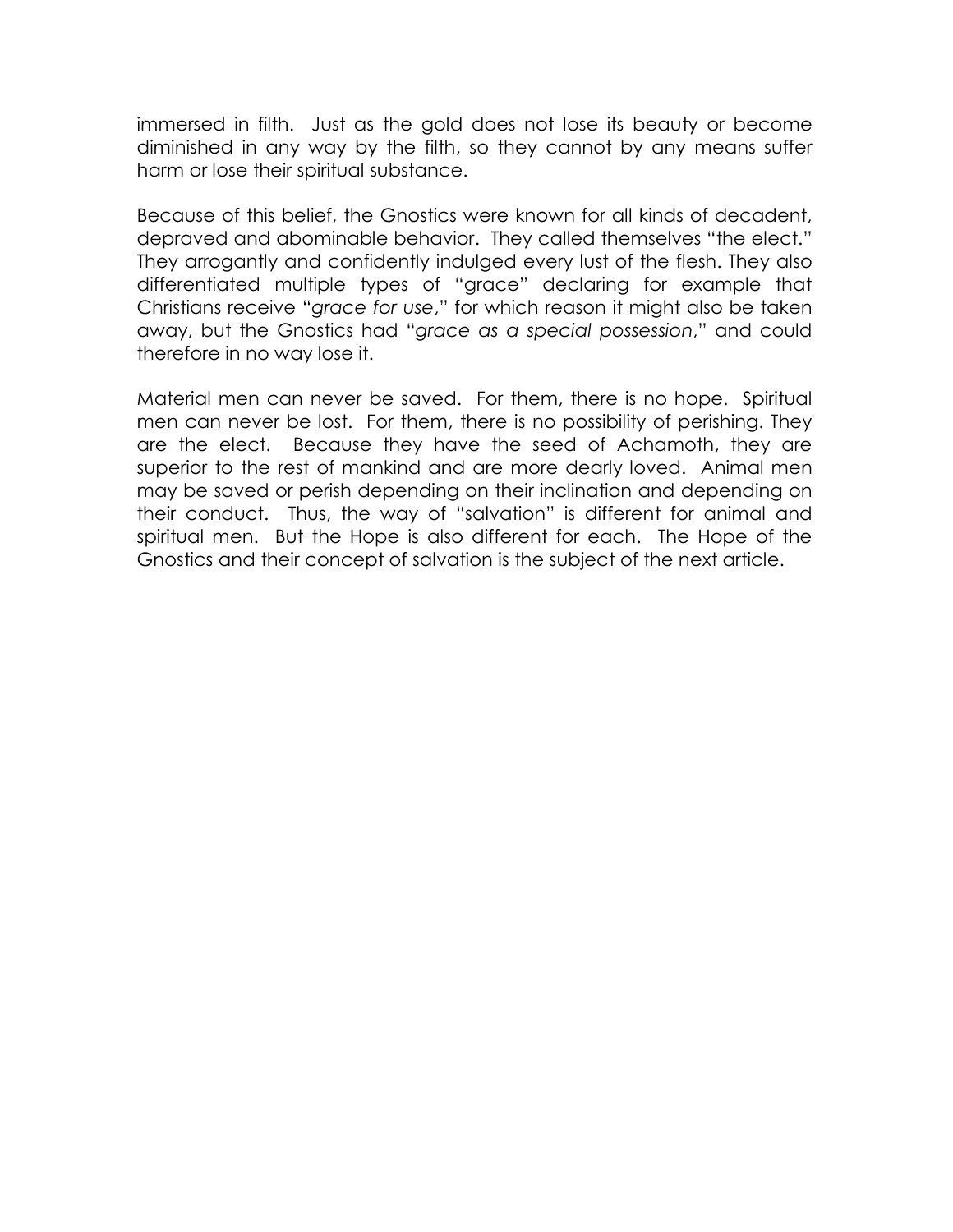immersed in filth. Just as the gold does not lose its beauty or become diminished in any way by the filth, so they cannot by any means suffer harm or lose their spiritual substance.

Because of this belief, the Gnostics were known for all kinds of decadent, depraved and abominable behavior. They called themselves "the elect." They arrogantly and confidently indulged every lust of the flesh. They also differentiated multiple types of "grace" declaring for example that Christians receive "*grace for use*," for which reason it might also be taken away, but the Gnostics had "*grace as a special possession*," and could therefore in no way lose it.

Material men can never be saved. For them, there is no hope. Spiritual men can never be lost. For them, there is no possibility of perishing. They are the elect. Because they have the seed of Achamoth, they are superior to the rest of mankind and are more dearly loved. Animal men may be saved or perish depending on their inclination and depending on their conduct. Thus, the way of "salvation" is different for animal and spiritual men. But the Hope is also different for each. The Hope of the Gnostics and their concept of salvation is the subject of the next article.